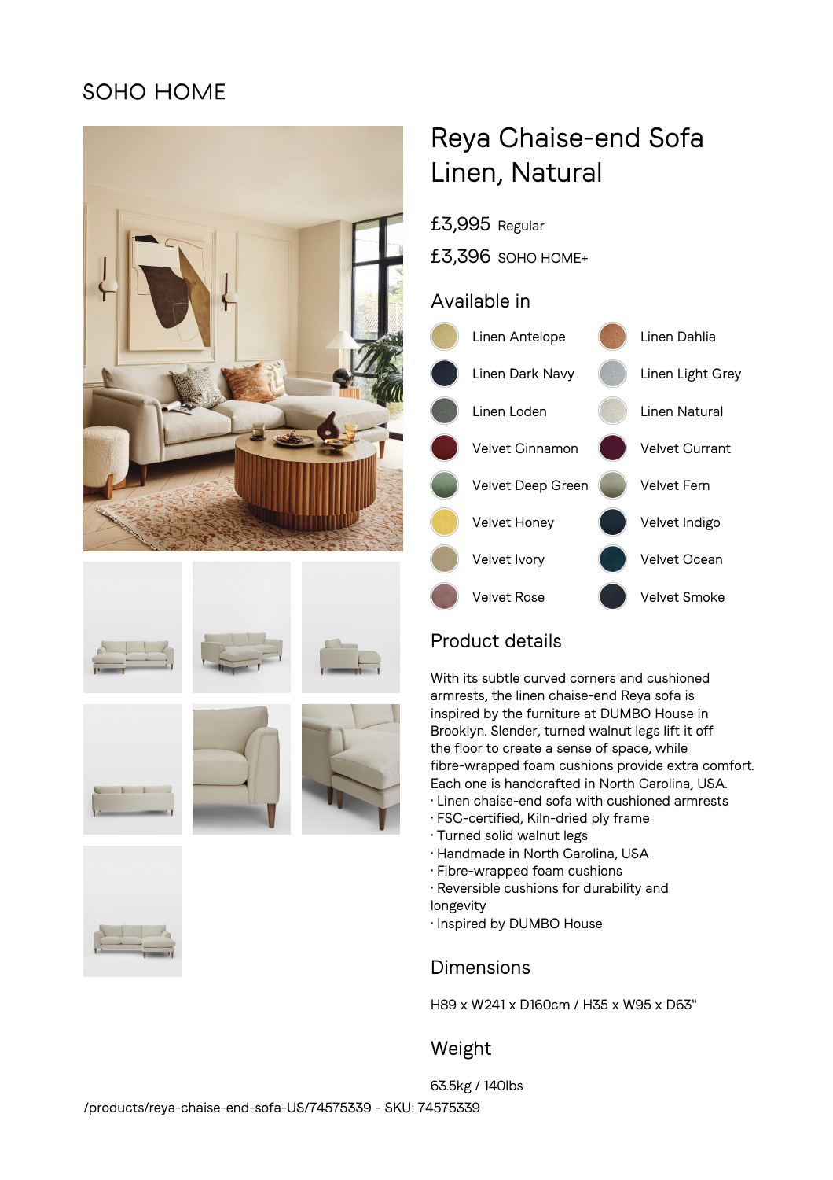SOHO HOME

# Reya Chaise-end Sofa Linen, Natural

£3,995 Regular

£3,396 SOHO HOME+

## Available in

- Linen Antelope
- Linen Dahlia
- Linen Dark Navy
- Linen Light Grey
- Linen Loden
- Linen Natural
- Velvet Cinnamon
- Velvet Currant
- Velvet Deep Green
- Velvet Fern
- Velvet Honey
- Velvet Indigo
- Velvet Ivory
- Velvet Ocean
- Velvet Rose
- Velvet Smoke

## Product details

With its subtle curved corners and cushioned armrests, the linen chaise-end Reya sofa is inspired by the furniture at DUMBO House in Brooklyn. Slender, turned walnut legs lift it off the floor to create a sense of space, while fibre-wrapped foam cushions provide extra comfort. Each one is handcrafted in North Carolina, USA.

- Linen chaise-end sofa with cushioned armrests
- FSC-certified, Kiln-dried ply frame
- Turned solid walnut legs
- Handmade in North Carolina, USA
- Fibre-wrapped foam cushions
- Reversible cushions for durability and longevity
- Inspired by DUMBO House

## Dimensions

H89 x W241 x D160cm / H35 x W95 x D63"

## Weight

63.5kg / 140lbs

/products/reya-chaise-end-sofa-US/74575339 - SKU: 74575339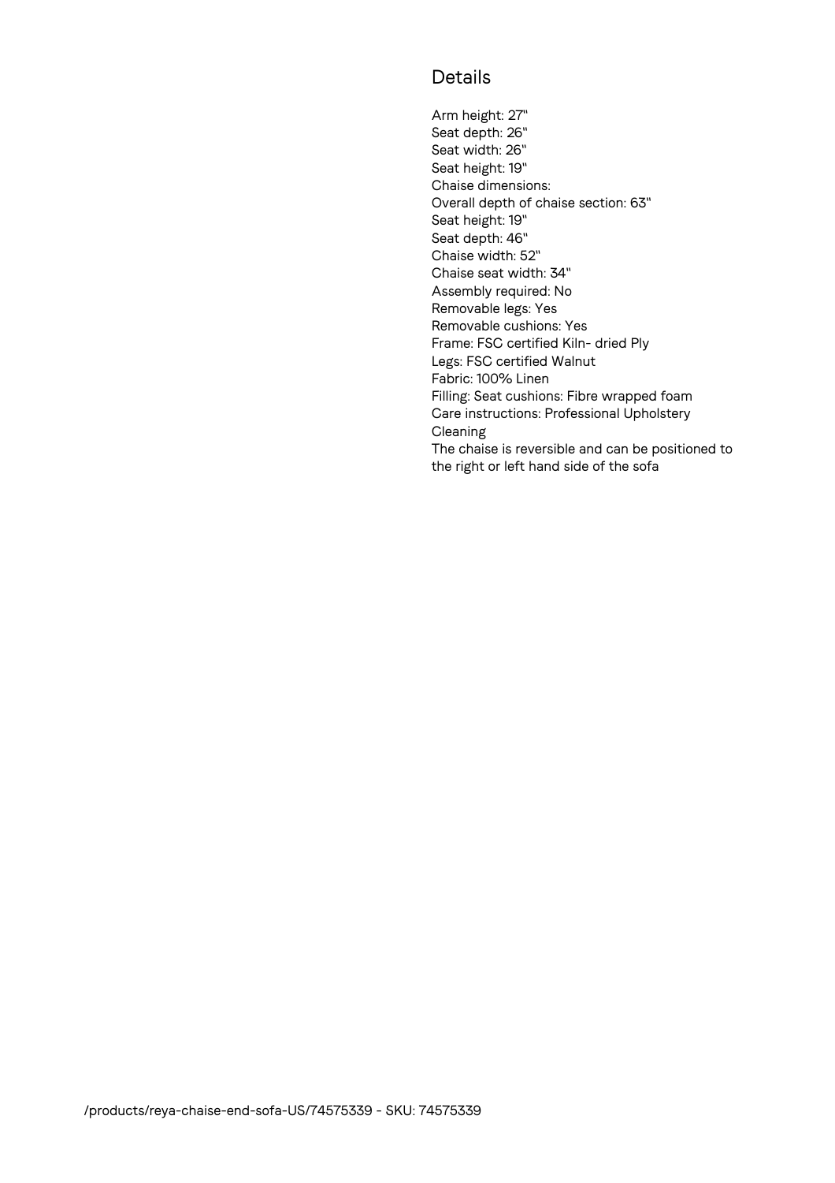## Details

Arm height: 27"
Seat depth: 26"
Seat width: 26"
Seat height: 19"
Chaise dimensions:
Overall depth of chaise section: 63"
Seat height: 19"
Seat depth: 46"
Chaise width: 52"
Chaise seat width: 34"
Assembly required: No
Removable legs: Yes
Removable cushions: Yes
Frame: FSC certified Kiln- dried Ply
Legs: FSC certified Walnut
Fabric: 100% Linen
Filling: Seat cushions: Fibre wrapped foam
Care instructions: Professional Upholstery Cleaning
The chaise is reversible and can be positioned to the right or left hand side of the sofa

/products/reya-chaise-end-sofa-US/74575339 - SKU: 74575339